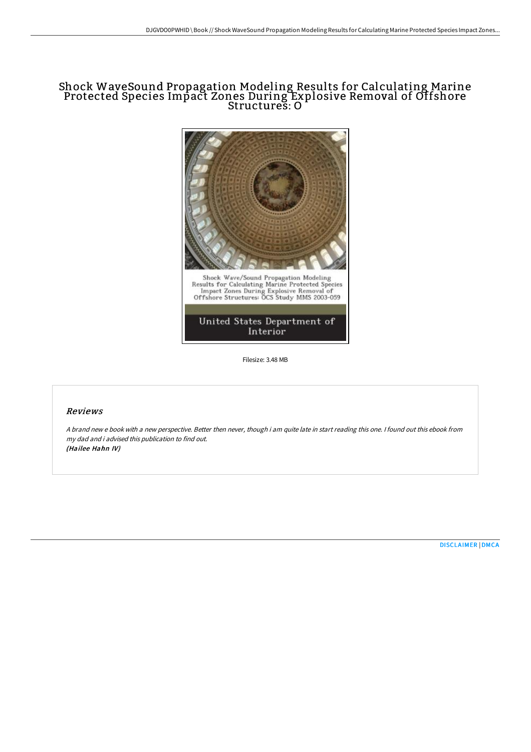# Shock WaveSound Propagation Modeling Results for Calculating Marine Protected Species Impact Zones During Explosive Removal of Offshore Structures: O

Shock Wave/Sound Propagation Modeling Results for Calculating Marine Protected Species Impact Zones During Explosive Removal of Offshore Structures: OCS Study MMS 2003-059

United States Department of Interior

Filesize: 3.48 MB

## Reviews

*A brand new e book with a new perspective. Better then never, though i am quite late in start reading this one. I found out this ebook from my dad and i advised this publication to find out.*
***(Hailee Hahn IV)***

DISCLAIMER | DMCA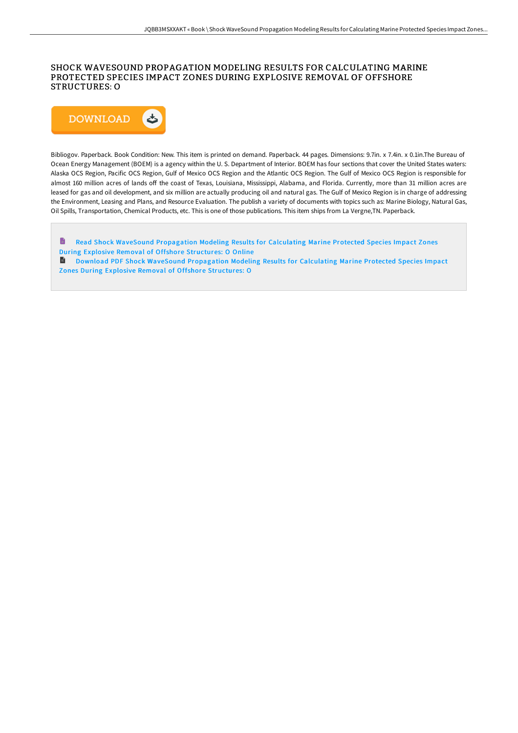# SHOCK WAVESOUND PROPAGATION MODELING RESULTS FOR CALCULATING MARINE PROTECTED SPECIES IMPACT ZONES DURING EXPLOSIVE REMOVAL OF OFFSHORE STRUCTURES: O

DOWNLOAD

Bibliogov. Paperback. Book Condition: New. This item is printed on demand. Paperback. 44 pages. Dimensions: 9.7in. x 7.4in. x 0.1in.The Bureau of Ocean Energy Management (BOEM) is a agency within the U. S. Department of Interior. BOEM has four sections that cover the United States waters: Alaska OCS Region, Pacific OCS Region, Gulf of Mexico OCS Region and the Atlantic OCS Region. The Gulf of Mexico OCS Region is responsible for almost 160 million acres of lands off the coast of Texas, Louisiana, Mississippi, Alabama, and Florida. Currently, more than 31 million acres are leased for gas and oil development, and six million are actually producing oil and natural gas. The Gulf of Mexico Region is in charge of addressing the Environment, Leasing and Plans, and Resource Evaluation. The publish a variety of documents with topics such as: Marine Biology, Natural Gas, Oil Spills, Transportation, Chemical Products, etc. This is one of those publications. This item ships from La Vergne,TN. Paperback.

Read Shock WaveSound Propagation Modeling Results for Calculating Marine Protected Species Impact Zones During Explosive Removal of Offshore Structures: O Online

Download PDF Shock WaveSound Propagation Modeling Results for Calculating Marine Protected Species Impact Zones During Explosive Removal of Offshore Structures: O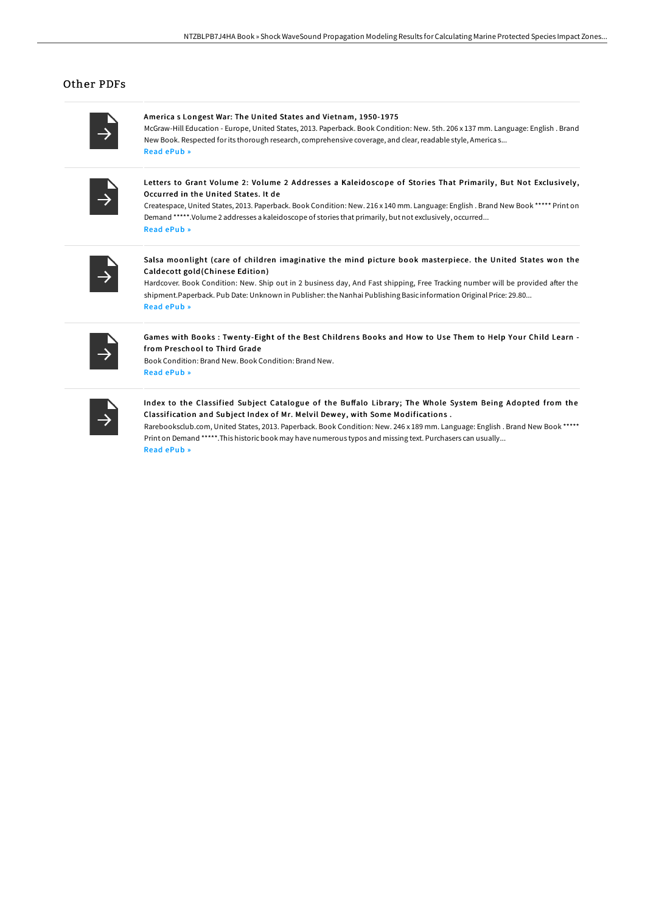## Other PDFs

**America s Longest War: The United States and Vietnam, 1950-1975**

McGraw-Hill Education - Europe, United States, 2013. Paperback. Book Condition: New. 5th. 206 x 137 mm. Language: English . Brand New Book. Respected for its thorough research, comprehensive coverage, and clear, readable style, America s...

Read ePub »

**Letters to Grant Volume 2: Volume 2 Addresses a Kaleidoscope of Stories That Primarily, But Not Exclusively, Occurred in the United States. It de**

Createspace, United States, 2013. Paperback. Book Condition: New. 216 x 140 mm. Language: English . Brand New Book ***** Print on Demand *****.Volume 2 addresses a kaleidoscope of stories that primarily, but not exclusively, occurred...

Read ePub »

**Salsa moonlight (care of children imaginative the mind picture book masterpiece. the United States won the Caldecott gold(Chinese Edition)**

Hardcover. Book Condition: New. Ship out in 2 business day, And Fast shipping, Free Tracking number will be provided after the shipment.Paperback. Pub Date: Unknown in Publisher: the Nanhai Publishing Basic information Original Price: 29.80...

Read ePub »

**Games with Books : Twenty-Eight of the Best Childrens Books and How to Use Them to Help Your Child Learn - from Preschool to Third Grade**

Book Condition: Brand New. Book Condition: Brand New.

Read ePub »

**Index to the Classified Subject Catalogue of the Buffalo Library; The Whole System Being Adopted from the Classification and Subject Index of Mr. Melvil Dewey, with Some Modifications .**

Rarebooksclub.com, United States, 2013. Paperback. Book Condition: New. 246 x 189 mm. Language: English . Brand New Book ***** Print on Demand *****.This historic book may have numerous typos and missing text. Purchasers can usually...

Read ePub »